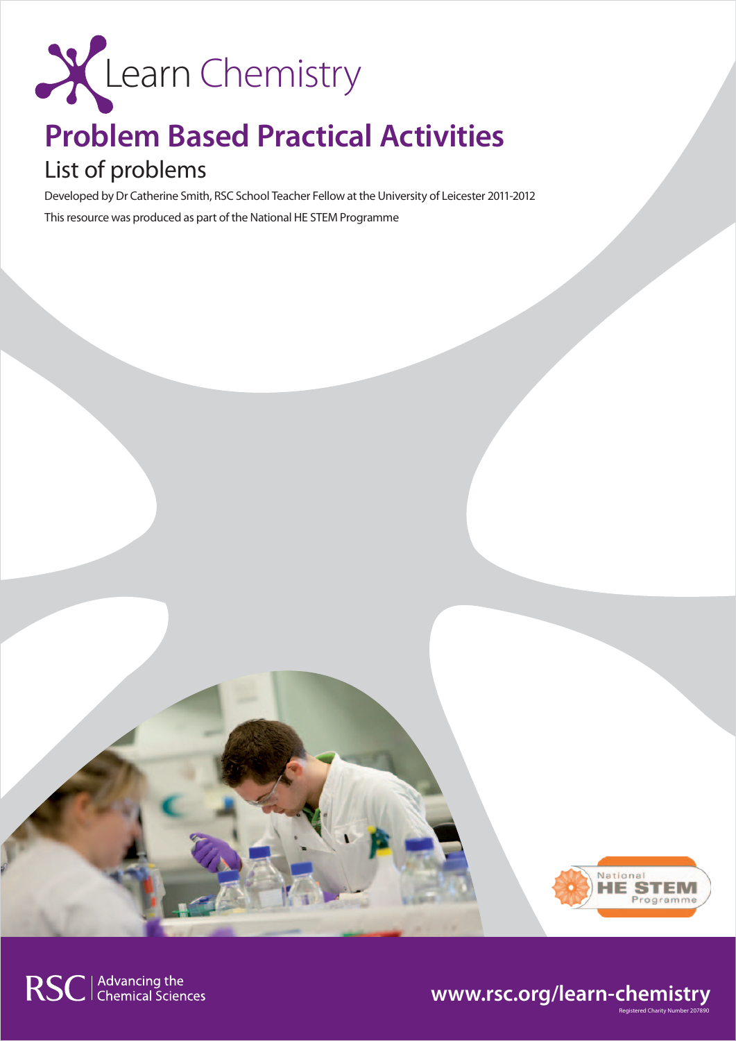Learn Chemistry

# Problem Based Practical Activities

## List of problems

Developed by Dr Catherine Smith, RSC School Teacher Fellow at the University of Leicester 2011-2012

This resource was produced as part of the National HE STEM Programme

National HE STEM Programme

RSC | Advancing the Chemical Sciences

www.rsc.org/learn-chemistry

Registered Charity Number 207890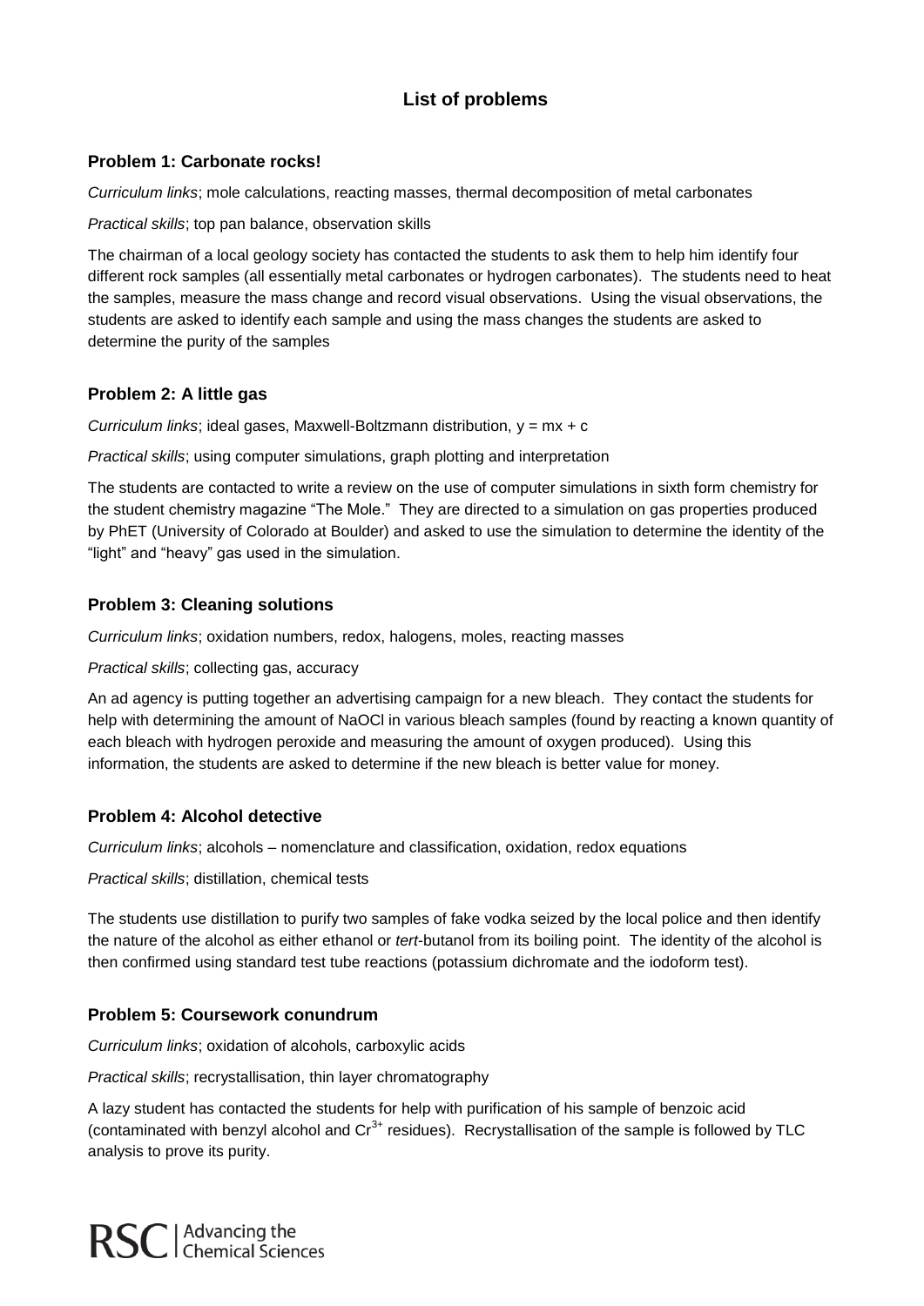# List of problems

## Problem 1: Carbonate rocks!

*Curriculum links*; mole calculations, reacting masses, thermal decomposition of metal carbonates

*Practical skills*; top pan balance, observation skills

The chairman of a local geology society has contacted the students to ask them to help him identify four different rock samples (all essentially metal carbonates or hydrogen carbonates). The students need to heat the samples, measure the mass change and record visual observations. Using the visual observations, the students are asked to identify each sample and using the mass changes the students are asked to determine the purity of the samples

## Problem 2: A little gas

*Curriculum links*; ideal gases, Maxwell-Boltzmann distribution, $y = mx + c$

*Practical skills*; using computer simulations, graph plotting and interpretation

The students are contacted to write a review on the use of computer simulations in sixth form chemistry for the student chemistry magazine "The Mole." They are directed to a simulation on gas properties produced by PhET (University of Colorado at Boulder) and asked to use the simulation to determine the identity of the "light" and "heavy" gas used in the simulation.

## Problem 3: Cleaning solutions

*Curriculum links*; oxidation numbers, redox, halogens, moles, reacting masses

*Practical skills*; collecting gas, accuracy

An ad agency is putting together an advertising campaign for a new bleach. They contact the students for help with determining the amount of NaOCl in various bleach samples (found by reacting a known quantity of each bleach with hydrogen peroxide and measuring the amount of oxygen produced). Using this information, the students are asked to determine if the new bleach is better value for money.

## Problem 4: Alcohol detective

*Curriculum links*; alcohols – nomenclature and classification, oxidation, redox equations

*Practical skills*; distillation, chemical tests

The students use distillation to purify two samples of fake vodka seized by the local police and then identify the nature of the alcohol as either ethanol or *tert*-butanol from its boiling point. The identity of the alcohol is then confirmed using standard test tube reactions (potassium dichromate and the iodoform test).

## Problem 5: Coursework conundrum

*Curriculum links*; oxidation of alcohols, carboxylic acids

*Practical skills*; recrystallisation, thin layer chromatography

A lazy student has contacted the students for help with purification of his sample of benzoic acid (contaminated with benzyl alcohol and $Cr^{3+}$ residues). Recrystallisation of the sample is followed by TLC analysis to prove its purity.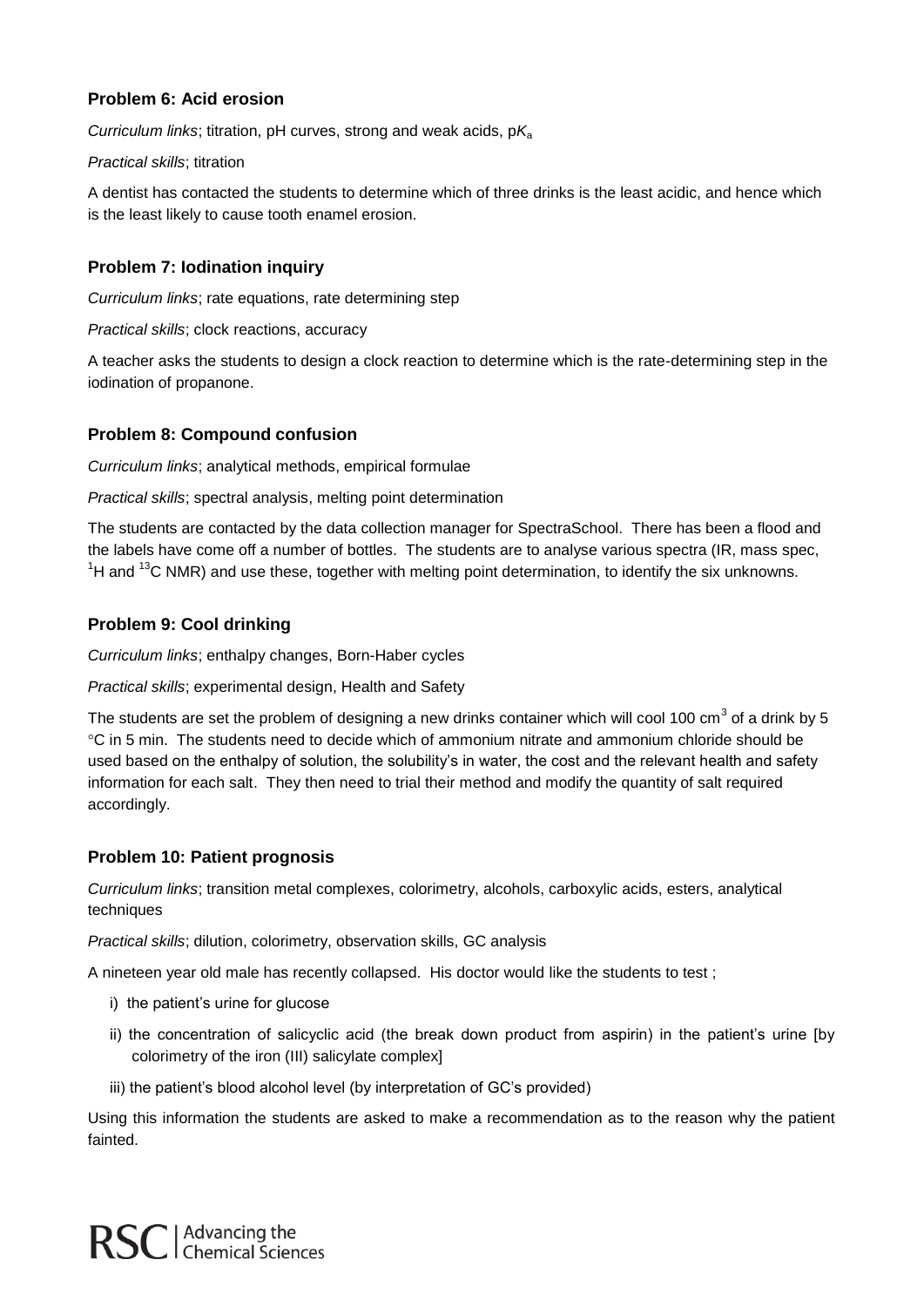### Problem 6: Acid erosion

*Curriculum links*; titration, pH curves, strong and weak acids, p$K_a$

*Practical skills*; titration

A dentist has contacted the students to determine which of three drinks is the least acidic, and hence which is the least likely to cause tooth enamel erosion.

### Problem 7: Iodination inquiry

*Curriculum links*; rate equations, rate determining step

*Practical skills*; clock reactions, accuracy

A teacher asks the students to design a clock reaction to determine which is the rate-determining step in the iodination of propanone.

### Problem 8: Compound confusion

*Curriculum links*; analytical methods, empirical formulae

*Practical skills*; spectral analysis, melting point determination

The students are contacted by the data collection manager for SpectraSchool. There has been a flood and the labels have come off a number of bottles. The students are to analyse various spectra (IR, mass spec, $^{1}H$ and $^{13}C$ NMR) and use these, together with melting point determination, to identify the six unknowns.

### Problem 9: Cool drinking

*Curriculum links*; enthalpy changes, Born-Haber cycles

*Practical skills*; experimental design, Health and Safety

The students are set the problem of designing a new drinks container which will cool 100 $cm^3$ of a drink by 5 °C in 5 min. The students need to decide which of ammonium nitrate and ammonium chloride should be used based on the enthalpy of solution, the solubility's in water, the cost and the relevant health and safety information for each salt. They then need to trial their method and modify the quantity of salt required accordingly.

### Problem 10: Patient prognosis

*Curriculum links*; transition metal complexes, colorimetry, alcohols, carboxylic acids, esters, analytical techniques

*Practical skills*; dilution, colorimetry, observation skills, GC analysis

A nineteen year old male has recently collapsed. His doctor would like the students to test ;

i) the patient's urine for glucose

ii) the concentration of salicyclic acid (the break down product from aspirin) in the patient's urine [by colorimetry of the iron (III) salicylate complex]

iii) the patient's blood alcohol level (by interpretation of GC's provided)

Using this information the students are asked to make a recommendation as to the reason why the patient fainted.